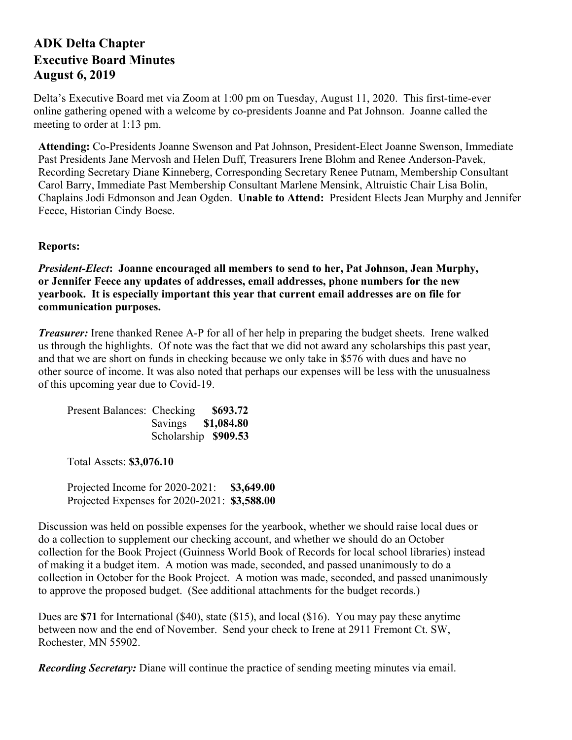# ADK Delta Chapter
# Executive Board Minutes
# August 6, 2019

Delta's Executive Board met via Zoom at 1:00 pm on Tuesday, August 11, 2020. This first-time-ever online gathering opened with a welcome by co-presidents Joanne and Pat Johnson. Joanne called the meeting to order at 1:13 pm.

**Attending:** Co-Presidents Joanne Swenson and Pat Johnson, President-Elect Joanne Swenson, Immediate Past Presidents Jane Mervosh and Helen Duff, Treasurers Irene Blohm and Renee Anderson-Pavek, Recording Secretary Diane Kinneberg, Corresponding Secretary Renee Putnam, Membership Consultant Carol Barry, Immediate Past Membership Consultant Marlene Mensink, Altruistic Chair Lisa Bolin, Chaplains Jodi Edmonson and Jean Ogden. **Unable to Attend:** President Elects Jean Murphy and Jennifer Feece, Historian Cindy Boese.

**Reports:**

***President-Elect*: Joanne encouraged all members to send to her, Pat Johnson, Jean Murphy, or Jennifer Feece any updates of addresses, email addresses, phone numbers for the new yearbook. It is especially important this year that current email addresses are on file for communication purposes.**

***Treasurer:*** Irene thanked Renee A-P for all of her help in preparing the budget sheets. Irene walked us through the highlights. Of note was the fact that we did not award any scholarships this past year, and that we are short on funds in checking because we only take in $576 with dues and have no other source of income. It was also noted that perhaps our expenses will be less with the unusualness of this upcoming year due to Covid-19.

Present Balances: Checking **$693.72**
Savings **$1,084.80**
Scholarship **$909.53**

Total Assets: **$3,076.10**

Projected Income for 2020-2021: **$3,649.00**
Projected Expenses for 2020-2021: **$3,588.00**

Discussion was held on possible expenses for the yearbook, whether we should raise local dues or do a collection to supplement our checking account, and whether we should do an October collection for the Book Project (Guinness World Book of Records for local school libraries) instead of making it a budget item. A motion was made, seconded, and passed unanimously to do a collection in October for the Book Project. A motion was made, seconded, and passed unanimously to approve the proposed budget. (See additional attachments for the budget records.)

Dues are **$71** for International ($40), state ($15), and local ($16). You may pay these anytime between now and the end of November. Send your check to Irene at 2911 Fremont Ct. SW, Rochester, MN 55902.

***Recording Secretary:*** Diane will continue the practice of sending meeting minutes via email.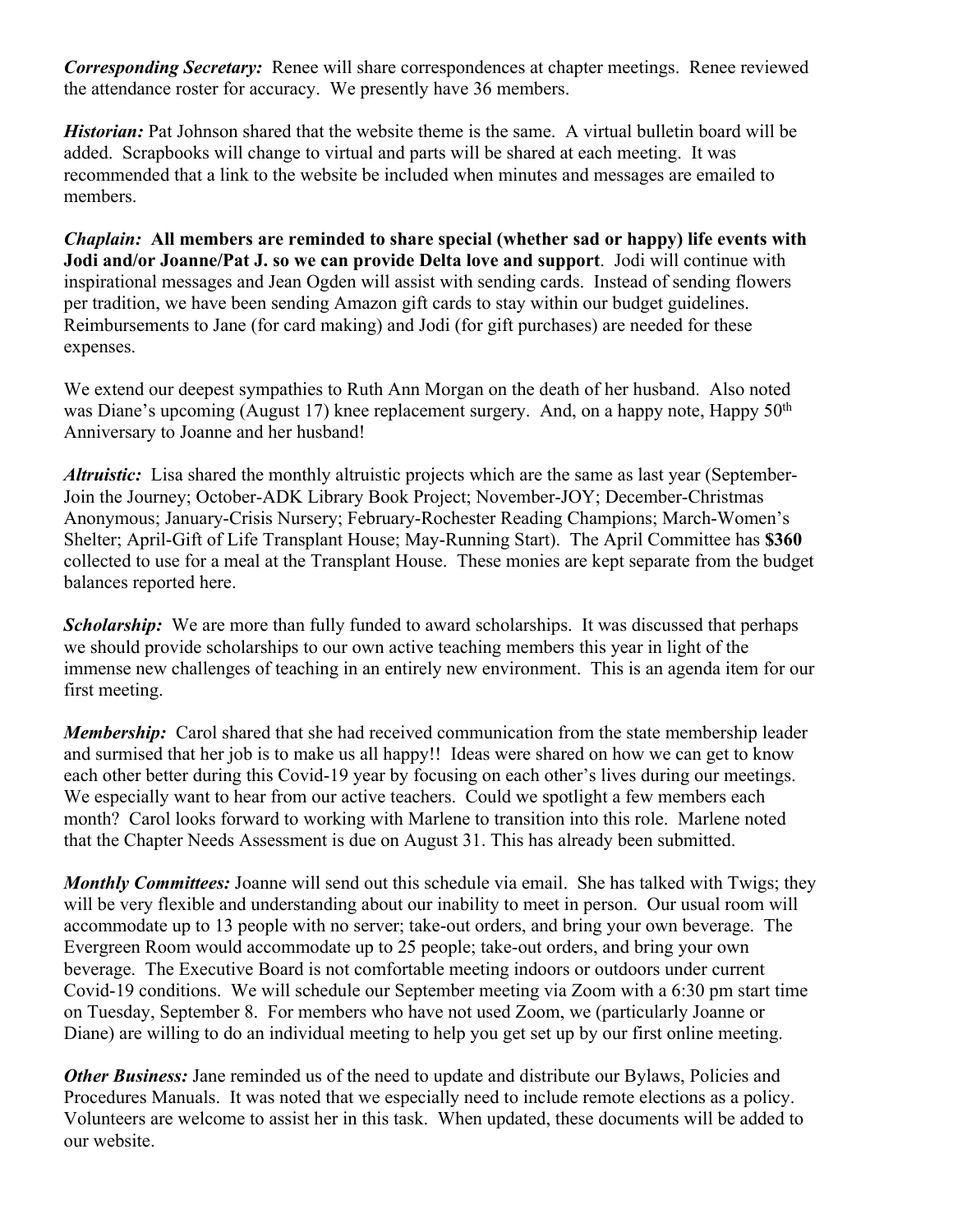***Corresponding Secretary:*** Renee will share correspondences at chapter meetings. Renee reviewed the attendance roster for accuracy. We presently have 36 members.

***Historian:*** Pat Johnson shared that the website theme is the same. A virtual bulletin board will be added. Scrapbooks will change to virtual and parts will be shared at each meeting. It was recommended that a link to the website be included when minutes and messages are emailed to members.

***Chaplain:*** **All members are reminded to share special (whether sad or happy) life events with Jodi and/or Joanne/Pat J. so we can provide Delta love and support**. Jodi will continue with inspirational messages and Jean Ogden will assist with sending cards. Instead of sending flowers per tradition, we have been sending Amazon gift cards to stay within our budget guidelines. Reimbursements to Jane (for card making) and Jodi (for gift purchases) are needed for these expenses.

We extend our deepest sympathies to Ruth Ann Morgan on the death of her husband. Also noted was Diane's upcoming (August 17) knee replacement surgery. And, on a happy note, Happy 50th Anniversary to Joanne and her husband!

***Altruistic:*** Lisa shared the monthly altruistic projects which are the same as last year (September-Join the Journey; October-ADK Library Book Project; November-JOY; December-Christmas Anonymous; January-Crisis Nursery; February-Rochester Reading Champions; March-Women's Shelter; April-Gift of Life Transplant House; May-Running Start). The April Committee has **$360** collected to use for a meal at the Transplant House. These monies are kept separate from the budget balances reported here.

***Scholarship:*** We are more than fully funded to award scholarships. It was discussed that perhaps we should provide scholarships to our own active teaching members this year in light of the immense new challenges of teaching in an entirely new environment. This is an agenda item for our first meeting.

***Membership:*** Carol shared that she had received communication from the state membership leader and surmised that her job is to make us all happy!! Ideas were shared on how we can get to know each other better during this Covid-19 year by focusing on each other's lives during our meetings. We especially want to hear from our active teachers. Could we spotlight a few members each month? Carol looks forward to working with Marlene to transition into this role. Marlene noted that the Chapter Needs Assessment is due on August 31. This has already been submitted.

***Monthly Committees:*** Joanne will send out this schedule via email. She has talked with Twigs; they will be very flexible and understanding about our inability to meet in person. Our usual room will accommodate up to 13 people with no server; take-out orders, and bring your own beverage. The Evergreen Room would accommodate up to 25 people; take-out orders, and bring your own beverage. The Executive Board is not comfortable meeting indoors or outdoors under current Covid-19 conditions. We will schedule our September meeting via Zoom with a 6:30 pm start time on Tuesday, September 8. For members who have not used Zoom, we (particularly Joanne or Diane) are willing to do an individual meeting to help you get set up by our first online meeting.

***Other Business:*** Jane reminded us of the need to update and distribute our Bylaws, Policies and Procedures Manuals. It was noted that we especially need to include remote elections as a policy. Volunteers are welcome to assist her in this task. When updated, these documents will be added to our website.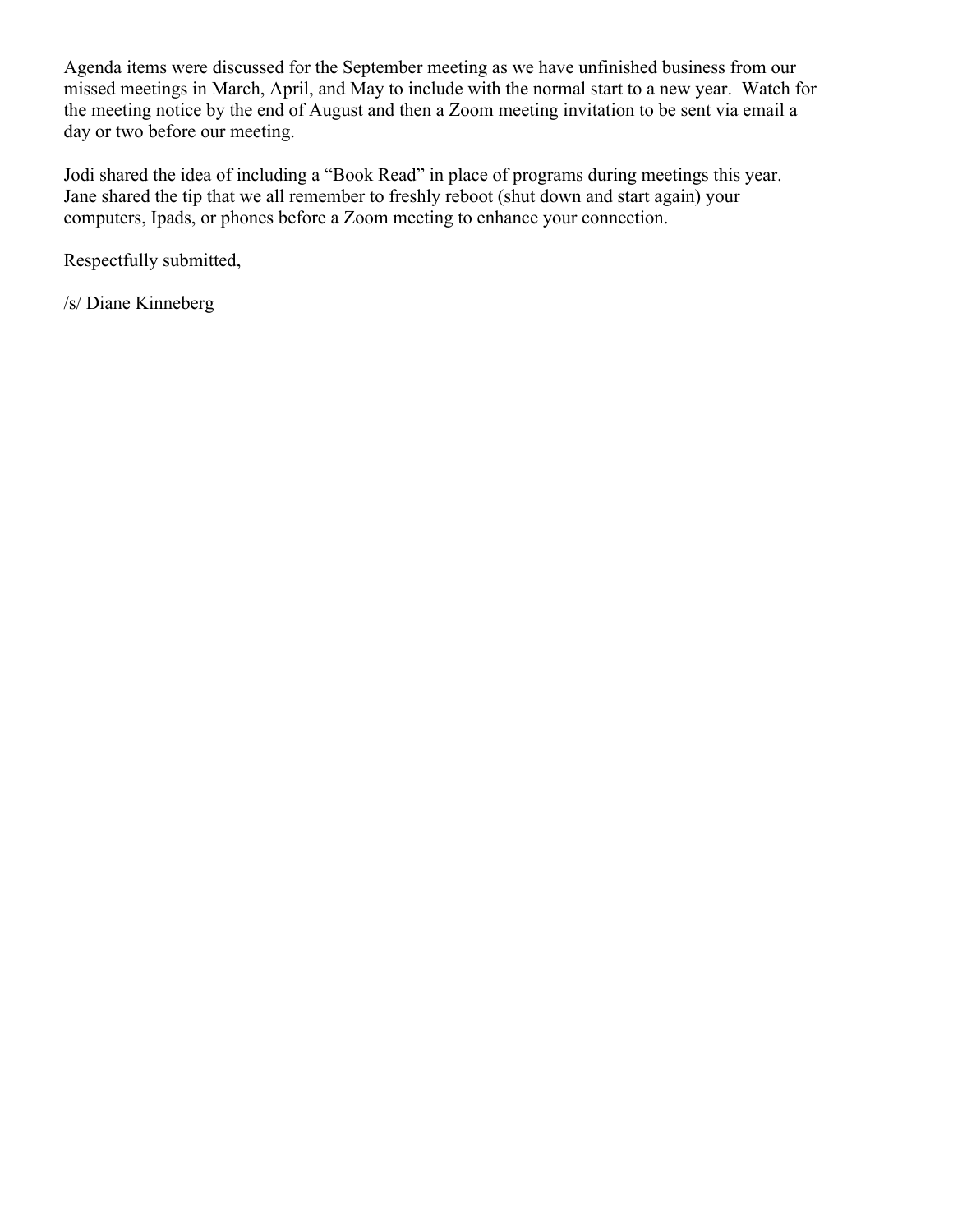Agenda items were discussed for the September meeting as we have unfinished business from our missed meetings in March, April, and May to include with the normal start to a new year. Watch for the meeting notice by the end of August and then a Zoom meeting invitation to be sent via email a day or two before our meeting.

Jodi shared the idea of including a "Book Read" in place of programs during meetings this year. Jane shared the tip that we all remember to freshly reboot (shut down and start again) your computers, Ipads, or phones before a Zoom meeting to enhance your connection.

Respectfully submitted,

/s/ Diane Kinneberg